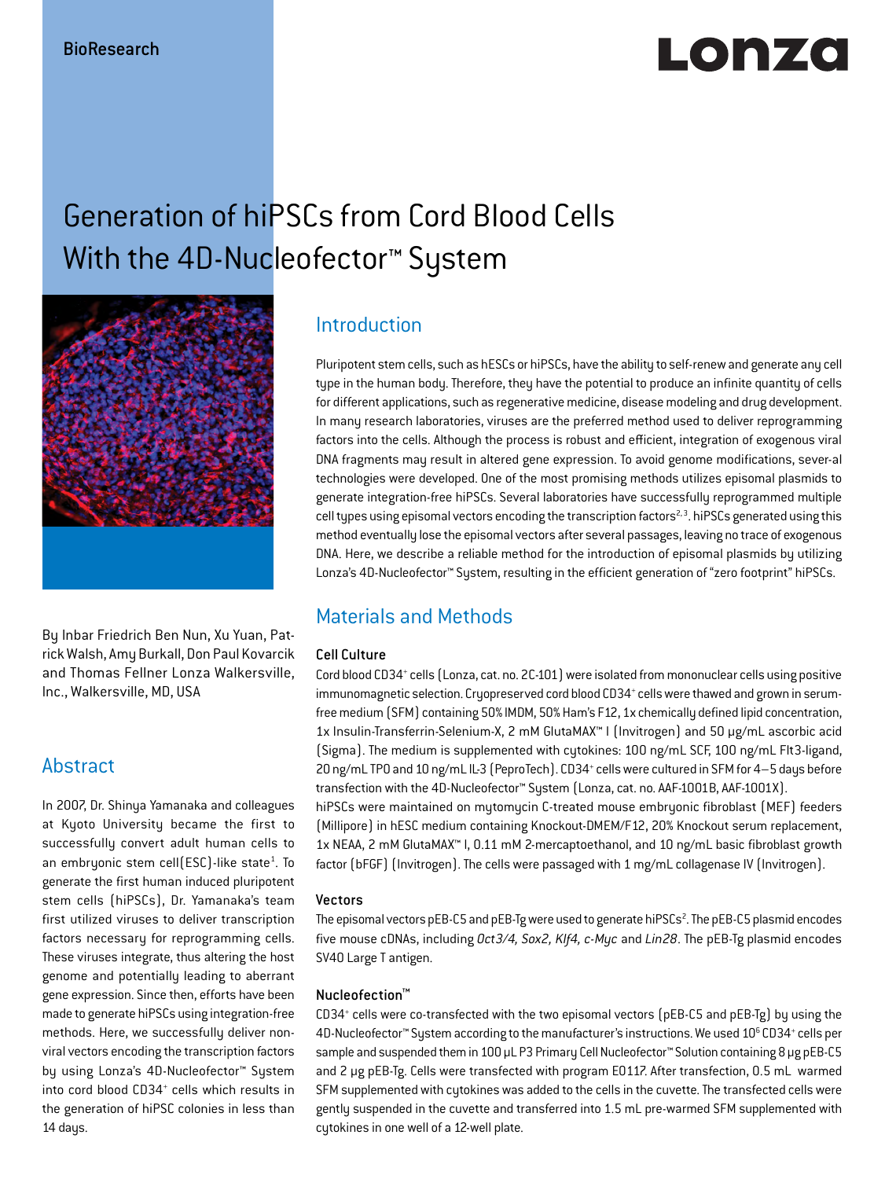BioResearch

# Generation of hiPSCs from Cord Blood Cells With the 4D-Nucleofector™ System

By Inbar Friedrich Ben Nun, Xu Yuan, Patrick Walsh, Amy Burkall, Don Paul Kovarcik and Thomas Fellner Lonza Walkersville, Inc., Walkersville, MD, USA

## Abstract

In 2007, Dr. Shinya Yamanaka and colleagues at Kyoto University became the first to successfully convert adult human cells to an embryonic stem cell(ESC)-like state[1]. To generate the first human induced pluripotent stem cells (hiPSCs), Dr. Yamanaka's team first utilized viruses to deliver transcription factors necessary for reprogramming cells. These viruses integrate, thus altering the host genome and potentially leading to aberrant gene expression. Since then, efforts have been made to generate hiPSCs using integration-free methods. Here, we successfully deliver non-viral vectors encoding the transcription factors by using Lonza's 4D-Nucleofector™ System into cord blood CD34+ cells which results in the generation of hiPSC colonies in less than 14 days.

## Introduction

Pluripotent stem cells, such as hESCs or hiPSCs, have the ability to self-renew and generate any cell type in the human body. Therefore, they have the potential to produce an infinite quantity of cells for different applications, such as regenerative medicine, disease modeling and drug development. In many research laboratories, viruses are the preferred method used to deliver reprogramming factors into the cells. Although the process is robust and efficient, integration of exogenous viral DNA fragments may result in altered gene expression. To avoid genome modifications, sever-al technologies were developed. One of the most promising methods utilizes episomal plasmids to generate integration-free hiPSCs. Several laboratories have successfully reprogrammed multiple cell types using episomal vectors encoding the transcription factors[2,3]. hiPSCs generated using this method eventually lose the episomal vectors after several passages, leaving no trace of exogenous DNA. Here, we describe a reliable method for the introduction of episomal plasmids by utilizing Lonza's 4D-Nucleofector™ System, resulting in the efficient generation of "zero footprint" hiPSCs.

## Materials and Methods

### Cell Culture

Cord blood CD34+ cells (Lonza, cat. no. 2C-101) were isolated from mononuclear cells using positive immunomagnetic selection. Cryopreserved cord blood CD34+ cells were thawed and grown in serum-free medium (SFM) containing 50% IMDM, 50% Ham's F12, 1x chemically defined lipid concentration, 1x Insulin-Transferrin-Selenium-X, 2 mM GlutaMAX™ I (Invitrogen) and 50 µg/mL ascorbic acid (Sigma). The medium is supplemented with cytokines: 100 ng/mL SCF, 100 ng/mL Flt3-ligand, 20 ng/mL TPO and 10 ng/mL IL-3 (PeproTech). CD34+ cells were cultured in SFM for 4–5 days before transfection with the 4D-Nucleofector™ System (Lonza, cat. no. AAF-1001B, AAF-1001X).

hiPSCs were maintained on mytomycin C-treated mouse embryonic fibroblast (MEF) feeders (Millipore) in hESC medium containing Knockout-DMEM/F12, 20% Knockout serum replacement, 1x NEAA, 2 mM GlutaMAX™ I, 0.11 mM 2-mercaptoethanol, and 10 ng/mL basic fibroblast growth factor (bFGF) (Invitrogen). The cells were passaged with 1 mg/mL collagenase IV (Invitrogen).

### Vectors

The episomal vectors pEB-C5 and pEB-Tg were used to generate hiPSCs[2]. The pEB-C5 plasmid encodes five mouse cDNAs, including *Oct3/4, Sox2, Klf4, c-Myc* and *Lin28*. The pEB-Tg plasmid encodes SV40 Large T antigen.

### Nucleofection™

CD34+ cells were co-transfected with the two episomal vectors (pEB-C5 and pEB-Tg) by using the 4D-Nucleofector™ System according to the manufacturer's instructions. We used $10^6$ CD34+ cells per sample and suspended them in 100 µL P3 Primary Cell Nucleofector™ Solution containing 8 µg pEB-C5 and 2 µg pEB-Tg. Cells were transfected with program EO117. After transfection, 0.5 mL warmed SFM supplemented with cytokines was added to the cells in the cuvette. The transfected cells were gently suspended in the cuvette and transferred into 1.5 mL pre-warmed SFM supplemented with cytokines in one well of a 12-well plate.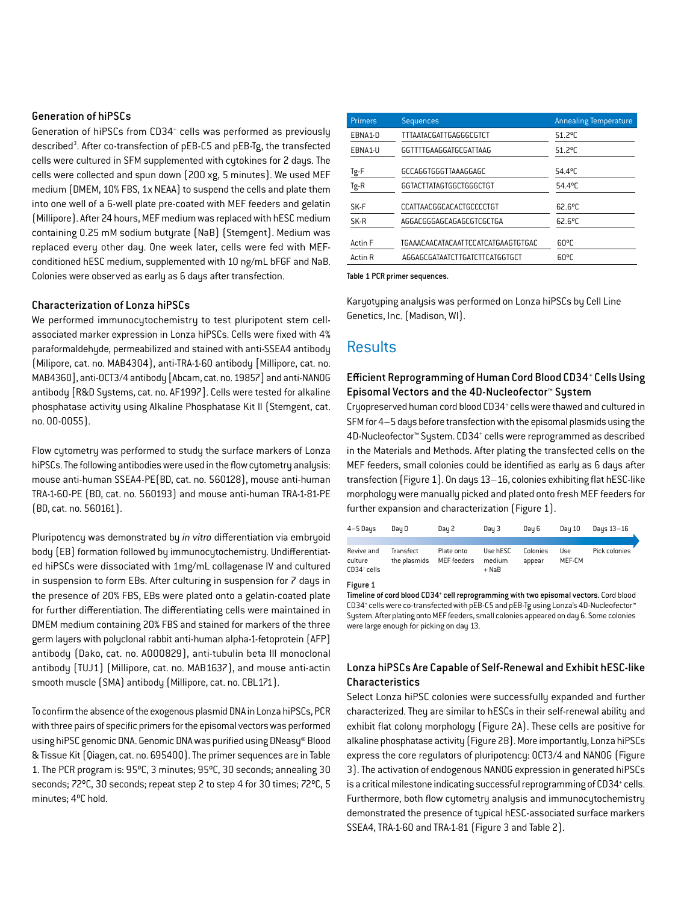### Generation of hiPSCs

Generation of hiPSCs from CD34+ cells was performed as previously described[3]. After co-transfection of pEB-C5 and pEB-Tg, the transfected cells were cultured in SFM supplemented with cytokines for 2 days. The cells were collected and spun down (200 xg, 5 minutes). We used MEF medium (DMEM, 10% FBS, 1x NEAA) to suspend the cells and plate them into one well of a 6-well plate pre-coated with MEF feeders and gelatin (Millipore). After 24 hours, MEF medium was replaced with hESC medium containing 0.25 mM sodium butyrate (NaB) (Stemgent). Medium was replaced every other day. One week later, cells were fed with MEF-conditioned hESC medium, supplemented with 10 ng/mL bFGF and NaB. Colonies were observed as early as 6 days after transfection.

### Characterization of Lonza hiPSCs

We performed immunocytochemistry to test pluripotent stem cell-associated marker expression in Lonza hiPSCs. Cells were fixed with 4% paraformaldehyde, permeabilized and stained with anti-SSEA4 antibody (Milipore, cat. no. MAB4304), anti-TRA-1-60 antibody [Millipore, cat. no. MAB4360], anti-OCT3/4 antibody [Abcam, cat. no. 19857] and anti-NANOG antibody [R&D Systems, cat. no. AF1997]. Cells were tested for alkaline phosphatase activity using Alkaline Phosphatase Kit II (Stemgent, cat. no. 00-0055).

Flow cytometry was performed to study the surface markers of Lonza hiPSCs. The following antibodies were used in the flow cytometry analysis: mouse anti-human SSEA4-PE(BD, cat. no. 560128), mouse anti-human TRA-1-60-PE (BD, cat. no. 560193) and mouse anti-human TRA-1-81-PE (BD, cat. no. 560161).

Pluripotency was demonstrated by *in vitro* differentiation via embryoid body (EB) formation followed by immunocytochemistry. Undifferentiated hiPSCs were dissociated with 1mg/mL collagenase IV and cultured in suspension to form EBs. After culturing in suspension for 7 days in the presence of 20% FBS, EBs were plated onto a gelatin-coated plate for further differentiation. The differentiating cells were maintained in DMEM medium containing 20% FBS and stained for markers of the three germ layers with polyclonal rabbit anti-human alpha-1-fetoprotein (AFP) antibody (Dako, cat. no. A000829), anti-tubulin beta III monoclonal antibody (TUJ1) (Millipore, cat. no. MAB1637), and mouse anti-actin smooth muscle (SMA) antibody (Millipore, cat. no. CBL171).

To confirm the absence of the exogenous plasmid DNA in Lonza hiPSCs, PCR with three pairs of specific primers for the episomal vectors was performed using hiPSC genomic DNA. Genomic DNA was purified using DNeasy® Blood & Tissue Kit (Qiagen, cat. no. 69540Q). The primer sequences are in Table 1. The PCR program is: 95°C, 3 minutes; 95°C, 30 seconds; annealing 30 seconds; 72°C, 30 seconds; repeat step 2 to step 4 for 30 times; 72°C, 5 minutes; 4°C hold.

| Primers | Sequences | Annealing Temperature |
|---|---|---|
| EBNA1-D | TTTAATACGATTGAGGGCGTCT | 51.2°C |
| EBNA1-U | GGTTTTGAAGGATGCGATTAAG | 51.2°C |
| Tg-F | GCCAGGTGGGTTAAAGGAGC | 54.4°C |
| Tg-R | GGTACTTATAGTGGCTGGGCTGT | 54.4°C |
| SK-F | CCATTAACGGCACACTGCCCCTGT | 62.6°C |
| SK-R | AGGACGGGAGCAGAGCGTCGCTGA | 62.6°C |
| Actin F | TGAAACAACATACAATTCCATCATGAAGTGTGAC | 60°C |
| Actin R | AGGAGCGATAATCTTGATCTTCATGGTGCT | 60°C |

**Table 1 PCR primer sequences.**

Karyotyping analysis was performed on Lonza hiPSCs by Cell Line Genetics, Inc. (Madison, WI).

## Results

### Efficient Reprogramming of Human Cord Blood CD34+ Cells Using Episomal Vectors and the 4D-Nucleofector™ System

Cryopreserved human cord blood CD34+ cells were thawed and cultured in SFM for 4–5 days before transfection with the episomal plasmids using the 4D-Nucleofector™ System. CD34+ cells were reprogrammed as described in the Materials and Methods. After plating the transfected cells on the MEF feeders, small colonies could be identified as early as 6 days after transfection (Figure 1). On days 13–16, colonies exhibiting flat hESC-like morphology were manually picked and plated onto fresh MEF feeders for further expansion and characterization (Figure 1).

| 4–5 Days | Day 0 | Day 2 | Day 3 | Day 6 | Day 10 | Days 13–16 |
|---|---|---|---|---|---|---|
| Revive and culture CD34+ cells | Transfect the plasmids | Plate onto MEF feeders | Use hESC medium + NaB | Colonies appear | Use MEF-CM | Pick colonies |

**Figure 1**

**Timeline of cord blood CD34+ cell reprogramming with two episomal vectors.** Cord blood CD34+ cells were co-transfected with pEB-C5 and pEB-Tg using Lonza's 4D-Nucleofector™ System. After plating onto MEF feeders, small colonies appeared on day 6. Some colonies were large enough for picking on day 13.

### Lonza hiPSCs Are Capable of Self-Renewal and Exhibit hESC-like Characteristics

Select Lonza hiPSC colonies were successfully expanded and further characterized. They are similar to hESCs in their self-renewal ability and exhibit flat colony morphology (Figure 2A). These cells are positive for alkaline phosphatase activity (Figure 2B). More importantly, Lonza hiPSCs express the core regulators of pluripotency: OCT3/4 and NANOG (Figure 3). The activation of endogenous NANOG expression in generated hiPSCs is a critical milestone indicating successful reprogramming of CD34+ cells. Furthermore, both flow cytometry analysis and immunocytochemistry demonstrated the presence of typical hESC-associated surface markers SSEA4, TRA-1-60 and TRA-1-81 (Figure 3 and Table 2).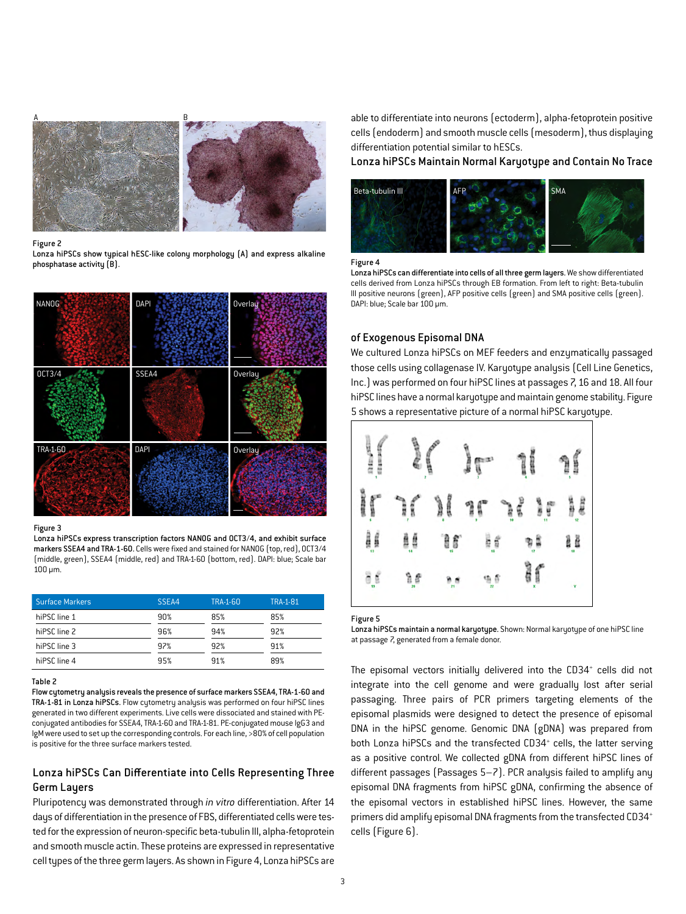Figure 2

**Lonza hiPSCs show typical hESC-like colony morphology (A) and express alkaline phosphatase activity (B).**

Figure 3

**Lonza hiPSCs express transcription factors NANOG and OCT3/4, and exhibit surface markers SSEA4 and TRA-1-60.** Cells were fixed and stained for NANOG (top, red), OCT3/4 (middle, green), SSEA4 (middle, red) and TRA-1-60 (bottom, red). DAPI: blue; Scale bar 100 μm.

| Surface Markers | SSEA4 | TRA-1-60 | TRA-1-81 |
| --- | --- | --- | --- |
| hiPSC line 1 | 90% | 85% | 85% |
| hiPSC line 2 | 96% | 94% | 92% |
| hiPSC line 3 | 97% | 92% | 91% |
| hiPSC line 4 | 95% | 91% | 89% |

Table 2

**Flow cytometry analysis reveals the presence of surface markers SSEA4, TRA-1-60 and TRA-1-81 in Lonza hiPSCs.** Flow cytometry analysis was performed on four hiPSC lines generated in two different experiments. Live cells were dissociated and stained with PE-conjugated antibodies for SSEA4, TRA-1-60 and TRA-1-81. PE-conjugated mouse IgG3 and IgM were used to set up the corresponding controls. For each line, >80% of cell population is positive for the three surface markers tested.

## Lonza hiPSCs Can Differentiate into Cells Representing Three Germ Layers

Pluripotency was demonstrated through *in vitro* differentiation. After 14 days of differentiation in the presence of FBS, differentiated cells were tested for the expression of neuron-specific beta-tubulin III, alpha-fetoprotein and smooth muscle actin. These proteins are expressed in representative cell types of the three germ layers. As shown in Figure 4, Lonza hiPSCs are able to differentiate into neurons (ectoderm), alpha-fetoprotein positive cells (endoderm) and smooth muscle cells (mesoderm), thus displaying differentiation potential similar to hESCs.

## Lonza hiPSCs Maintain Normal Karyotype and Contain No Trace of Exogenous Episomal DNA

Figure 4

**Lonza hiPSCs can differentiate into cells of all three germ layers.** We show differentiated cells derived from Lonza hiPSCs through EB formation. From left to right: Beta-tubulin III positive neurons (green), AFP positive cells (green) and SMA positive cells (green). DAPI: blue; Scale bar 100 μm.

We cultured Lonza hiPSCs on MEF feeders and enzymatically passaged those cells using collagenase IV. Karyotype analysis (Cell Line Genetics, Inc.) was performed on four hiPSC lines at passages 7, 16 and 18. All four hiPSC lines have a normal karyotype and maintain genome stability. Figure 5 shows a representative picture of a normal hiPSC karyotype.

Figure 5

**Lonza hiPSCs maintain a normal karyotype.** Shown: Normal karyotype of one hiPSC line at passage 7, generated from a female donor.

The episomal vectors initially delivered into the $CD34^{+}$ cells did not integrate into the cell genome and were gradually lost after serial passaging. Three pairs of PCR primers targeting elements of the episomal plasmids were designed to detect the presence of episomal DNA in the hiPSC genome. Genomic DNA (gDNA) was prepared from both Lonza hiPSCs and the transfected $CD34^{+}$ cells, the latter serving as a positive control. We collected gDNA from different hiPSC lines of different passages (Passages 5–7). PCR analysis failed to amplify any episomal DNA fragments from hiPSC gDNA, confirming the absence of the episomal vectors in established hiPSC lines. However, the same primers did amplify episomal DNA fragments from the transfected $CD34^{+}$ cells (Figure 6).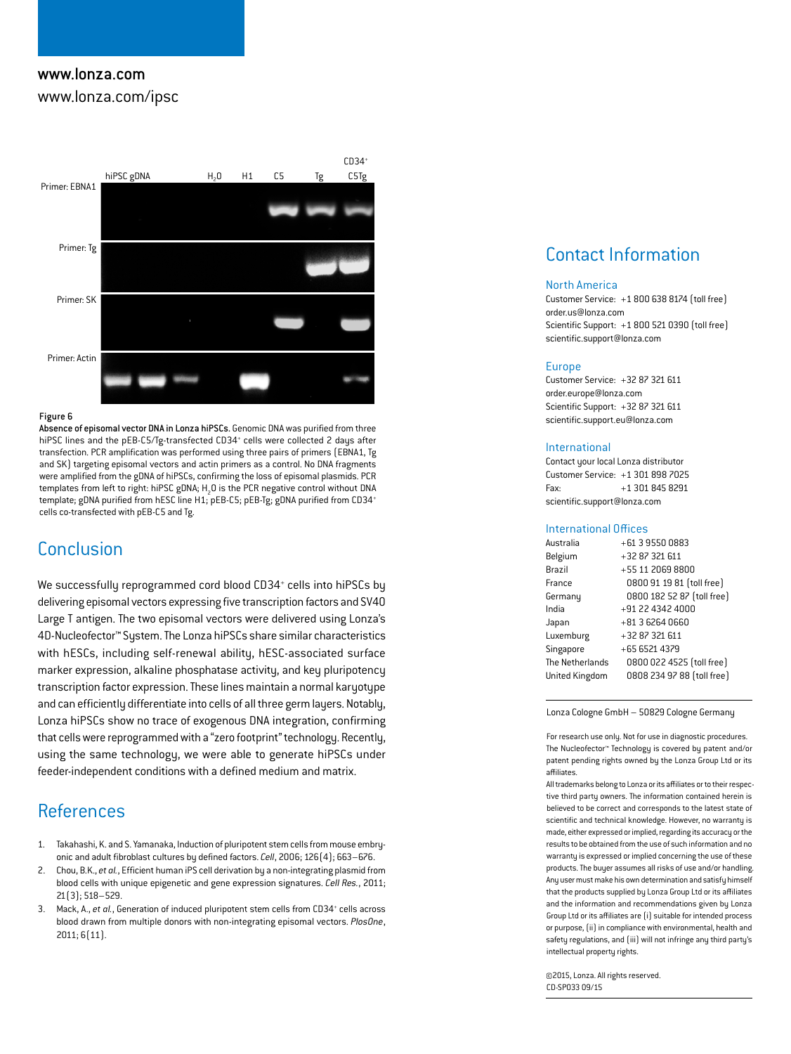www.lonza.com
www.lonza.com/ipsc

hiPSC gDNA | $H_2O$ | H1 | C5 | Tg | CD34⁺ C5Tg

Primer: EBNA1

Primer: Tg

Primer: SK

Primer: Actin

Figure 6
**Absence of episomal vector DNA in Lonza hiPSCs.** Genomic DNA was purified from three hiPSC lines and the pEB-C5/Tg-transfected CD34⁺ cells were collected 2 days after transfection. PCR amplification was performed using three pairs of primers (EBNA1, Tg and SK) targeting episomal vectors and actin primers as a control. No DNA fragments were amplified from the gDNA of hiPSCs, confirming the loss of episomal plasmids. PCR templates from left to right: hiPSC gDNA; $H_2O$ is the PCR negative control without DNA template; gDNA purified from hESC line H1; pEB-C5; pEB-Tg; gDNA purified from CD34⁺ cells co-transfected with pEB-C5 and Tg.

## Conclusion

We successfully reprogrammed cord blood CD34⁺ cells into hiPSCs by delivering episomal vectors expressing five transcription factors and SV40 Large T antigen. The two episomal vectors were delivered using Lonza's 4D-Nucleofector™ System. The Lonza hiPSCs share similar characteristics with hESCs, including self-renewal ability, hESC-associated surface marker expression, alkaline phosphatase activity, and key pluripotency transcription factor expression. These lines maintain a normal karyotype and can efficiently differentiate into cells of all three germ layers. Notably, Lonza hiPSCs show no trace of exogenous DNA integration, confirming that cells were reprogrammed with a "zero footprint" technology. Recently, using the same technology, we were able to generate hiPSCs under feeder-independent conditions with a defined medium and matrix.

## References

1. Takahashi, K. and S. Yamanaka, Induction of pluripotent stem cells from mouse embryonic and adult fibroblast cultures by defined factors. *Cell*, 2006; 126(4); 663–676.
2. Chou, B.K., *et al.*, Efficient human iPS cell derivation by a non-integrating plasmid from blood cells with unique epigenetic and gene expression signatures. *Cell Res.*, 2011; 21(3); 518–529.
3. Mack, A., *et al.*, Generation of induced pluripotent stem cells from CD34⁺ cells across blood drawn from multiple donors with non-integrating episomal vectors. *PlosOne*, 2011; 6(11).

## Contact Information

### North America
Customer Service: +1 800 638 8174 (toll free)
order.us@lonza.com
Scientific Support: +1 800 521 0390 (toll free)
scientific.support@lonza.com

### Europe
Customer Service: +32 87 321 611
order.europe@lonza.com
Scientific Support: +32 87 321 611
scientific.support.eu@lonza.com

### International
Contact your local Lonza distributor
Customer Service: +1 301 898 7025
Fax: +1 301 845 8291
scientific.support@lonza.com

### International Offices

| | |
|---|---|
| Australia | +61 3 9550 0883 |
| Belgium | +32 87 321 611 |
| Brazil | +55 11 2069 8800 |
| France | 0800 91 19 81 (toll free) |
| Germany | 0800 182 52 87 (toll free) |
| India | +91 22 4342 4000 |
| Japan | +81 3 6264 0660 |
| Luxemburg | +32 87 321 611 |
| Singapore | +65 6521 4379 |
| The Netherlands | 0800 022 4525 (toll free) |
| United Kingdom | 0808 234 97 88 (toll free) |

Lonza Cologne GmbH – 50829 Cologne Germany

For research use only. Not for use in diagnostic procedures.
The Nucleofector™ Technology is covered by patent and/or patent pending rights owned by the Lonza Group Ltd or its affiliates.
All trademarks belong to Lonza or its affiliates or to their respective third party owners. The information contained herein is believed to be correct and corresponds to the latest state of scientific and technical knowledge. However, no warranty is made, either expressed or implied, regarding its accuracy or the results to be obtained from the use of such information and no warranty is expressed or implied concerning the use of these products. The buyer assumes all risks of use and/or handling. Any user must make his own determination and satisfy himself that the products supplied by Lonza Group Ltd or its affiliates and the information and recommendations given by Lonza Group Ltd or its affiliates are (i) suitable for intended process or purpose, (ii) in compliance with environmental, health and safety regulations, and (iii) will not infringe any third party's intellectual property rights.

©2015, Lonza. All rights reserved.
CD-SP033 09/15